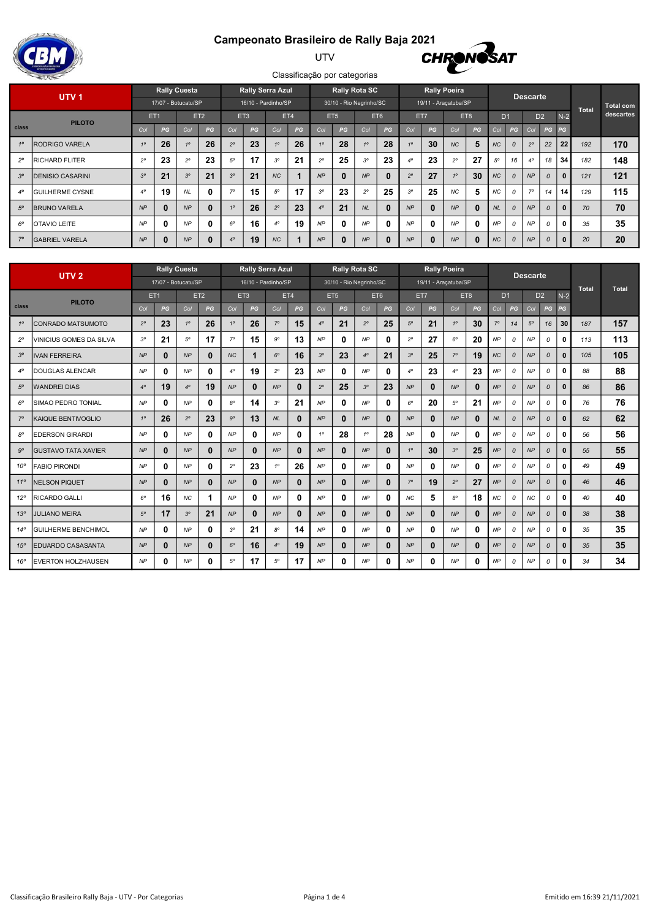# Campeonato Brasileiro de Rally Baja 2021

UTV

Classificação por categorias

| UTV 1 | | Rally Cuesta | | | | Rally Serra Azul | | | | Rally Rota SC | | | | Rally Poeira | | | | Descarte | | | | | Total | Total com descartes |
|---|---|---|---|---|---|---|---|---|---|---|---|---|---|---|---|---|---|---|---|---|---|---|---|---|
| | | 17/07 - Botucatu/SP | | | | 16/10 - Pardinho/SP | | | | 30/10 - Rio Negrinho/SC | | | | 19/11 - Araçatuba/SP | | | | | | | | | | |
| | PILOTO | ET1 | | ET2 | | ET3 | | ET4 | | ET5 | | ET6 | | ET7 | | ET8 | | D1 | | D2 | | N-2 | | |
| class | | Col | PG | Col | PG | Col | PG | Col | PG | Col | PG | Col | PG | Col | PG | Col | PG | Col | PG | Col | PG | PG | | |
| 1º | RODRIGO VARELA | 1º | 26 | 1º | 26 | 2º | 23 | 1º | 26 | 1º | 28 | 1º | 28 | 1º | 30 | NC | 5 | NC | 0 | 2º | 22 | 22 | 192 | 170 |
| 2º | RICHARD FLITER | 2º | 23 | 2º | 23 | 5º | 17 | 3º | 21 | 2º | 25 | 3º | 23 | 4º | 23 | 2º | 27 | 5º | 16 | 4º | 18 | 34 | 182 | 148 |
| 3º | DENISIO CASARINI | 3º | 21 | 3º | 21 | 3º | 21 | NC | 1 | NP | 0 | NP | 0 | 2º | 27 | 1º | 30 | NC | 0 | NP | 0 | 0 | 121 | 121 |
| 4º | GUILHERME CYSNE | 4º | 19 | NL | 0 | 7º | 15 | 5º | 17 | 3º | 23 | 2º | 25 | 3º | 25 | NC | 5 | NC | 0 | 7º | 14 | 14 | 129 | 115 |
| 5º | BRUNO VARELA | NP | 0 | NP | 0 | 1º | 26 | 2º | 23 | 4º | 21 | NL | 0 | NP | 0 | NP | 0 | NL | 0 | NP | 0 | 0 | 70 | 70 |
| 6º | OTAVIO LEITE | NP | 0 | NP | 0 | 6º | 16 | 4º | 19 | NP | 0 | NP | 0 | NP | 0 | NP | 0 | NP | 0 | NP | 0 | 0 | 35 | 35 |
| 7º | GABRIEL VARELA | NP | 0 | NP | 0 | 4º | 19 | NC | 1 | NP | 0 | NP | 0 | NP | 0 | NP | 0 | NC | 0 | NP | 0 | 0 | 20 | 20 |

| UTV 2 | | Rally Cuesta | | | | Rally Serra Azul | | | | Rally Rota SC | | | | Rally Poeira | | | | Descarte | | | | | Total | Total |
|---|---|---|---|---|---|---|---|---|---|---|---|---|---|---|---|---|---|---|---|---|---|---|---|---|
| | | 17/07 - Botucatu/SP | | | | 16/10 - Pardinho/SP | | | | 30/10 - Rio Negrinho/SC | | | | 19/11 - Araçatuba/SP | | | | | | | | | | |
| | PILOTO | ET1 | | ET2 | | ET3 | | ET4 | | ET5 | | ET6 | | ET7 | | ET8 | | D1 | | D2 | | N-2 | | |
| class | | Col | PG | Col | PG | Col | PG | Col | PG | Col | PG | Col | PG | Col | PG | Col | PG | Col | PG | Col | PG | PG | | |
| 1º | CONRADO MATSUMOTO | 2º | 23 | 1º | 26 | 1º | 26 | 7º | 15 | 4º | 21 | 2º | 25 | 5º | 21 | 1º | 30 | 7º | 14 | 5º | 16 | 30 | 187 | 157 |
| 2º | VINICIUS GOMES DA SILVA | 3º | 21 | 5º | 17 | 7º | 15 | 9º | 13 | NP | 0 | NP | 0 | 2º | 27 | 6º | 20 | NP | 0 | NP | 0 | 0 | 113 | 113 |
| 3º | IVAN FERREIRA | NP | 0 | NP | 0 | NC | 1 | 6º | 16 | 3º | 23 | 4º | 21 | 3º | 25 | 7º | 19 | NC | 0 | NP | 0 | 0 | 105 | 105 |
| 4º | DOUGLAS ALENCAR | NP | 0 | NP | 0 | 4º | 19 | 2º | 23 | NP | 0 | NP | 0 | 4º | 23 | 4º | 23 | NP | 0 | NP | 0 | 0 | 88 | 88 |
| 5º | WANDREI DIAS | 4º | 19 | 4º | 19 | NP | 0 | NP | 0 | 2º | 25 | 3º | 23 | NP | 0 | NP | 0 | NP | 0 | NP | 0 | 0 | 86 | 86 |
| 6º | SIMAO PEDRO TONIAL | NP | 0 | NP | 0 | 8º | 14 | 3º | 21 | NP | 0 | NP | 0 | 6º | 20 | 5º | 21 | NP | 0 | NP | 0 | 0 | 76 | 76 |
| 7º | KAIQUE BENTIVOGLIO | 1º | 26 | 2º | 23 | 9º | 13 | NL | 0 | NP | 0 | NP | 0 | NP | 0 | NP | 0 | NL | 0 | NP | 0 | 0 | 62 | 62 |
| 8º | EDERSON GIRARDI | NP | 0 | NP | 0 | NP | 0 | NP | 0 | 1º | 28 | 1º | 28 | NP | 0 | NP | 0 | NP | 0 | NP | 0 | 0 | 56 | 56 |
| 9º | GUSTAVO TATA XAVIER | NP | 0 | NP | 0 | NP | 0 | NP | 0 | NP | 0 | NP | 0 | 1º | 30 | 3º | 25 | NP | 0 | NP | 0 | 0 | 55 | 55 |
| 10º | FABIO PIRONDI | NP | 0 | NP | 0 | 2º | 23 | 1º | 26 | NP | 0 | NP | 0 | NP | 0 | NP | 0 | NP | 0 | NP | 0 | 0 | 49 | 49 |
| 11º | NELSON PIQUET | NP | 0 | NP | 0 | NP | 0 | NP | 0 | NP | 0 | NP | 0 | 7º | 19 | 2º | 27 | NP | 0 | NP | 0 | 0 | 46 | 46 |
| 12º | RICARDO GALLI | 6º | 16 | NC | 1 | NP | 0 | NP | 0 | NP | 0 | NP | 0 | NC | 5 | 8º | 18 | NC | 0 | NC | 0 | 0 | 40 | 40 |
| 13º | JULIANO MEIRA | 5º | 17 | 3º | 21 | NP | 0 | NP | 0 | NP | 0 | NP | 0 | NP | 0 | NP | 0 | NP | 0 | NP | 0 | 0 | 38 | 38 |
| 14º | GUILHERME BENCHIMOL | NP | 0 | NP | 0 | 3º | 21 | 8º | 14 | NP | 0 | NP | 0 | NP | 0 | NP | 0 | NP | 0 | NP | 0 | 0 | 35 | 35 |
| 15º | EDUARDO CASASANTA | NP | 0 | NP | 0 | 6º | 16 | 4º | 19 | NP | 0 | NP | 0 | NP | 0 | NP | 0 | NP | 0 | NP | 0 | 0 | 35 | 35 |
| 16º | EVERTON HOLZHAUSEN | NP | 0 | NP | 0 | 5º | 17 | 5º | 17 | NP | 0 | NP | 0 | NP | 0 | NP | 0 | NP | 0 | NP | 0 | 0 | 34 | 34 |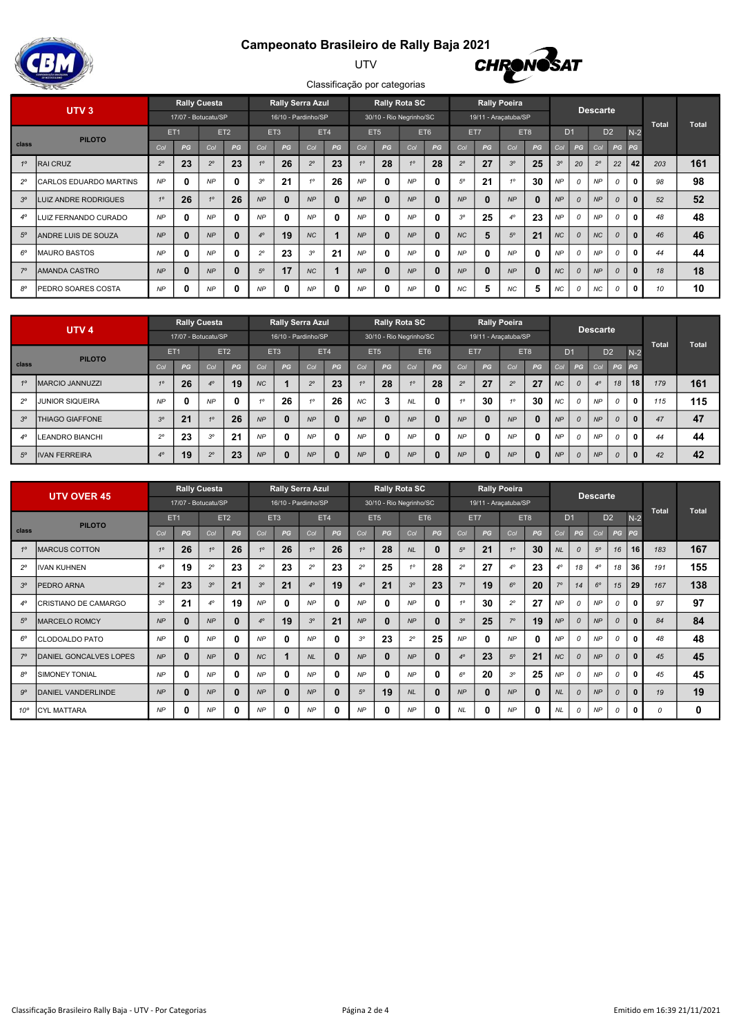# Campeonato Brasileiro de Rally Baja 2021

UTV

Classificação por categorias

| UTV 3 | | Rally Cuesta | | | | Rally Serra Azul | | | | Rally Rota SC | | | | Rally Poeira | | | | Descarte | | | | | Total | Total |
|---|---|---|---|---|---|---|---|---|---|---|---|---|---|---|---|---|---|---|---|---|---|---|---|---|
| | | 17/07 - Botucatu/SP | | | | 16/10 - Pardinho/SP | | | | 30/10 - Rio Negrinho/SC | | | | 19/11 - Araçatuba/SP | | | | | | | | | | |
| | PILOTO | ET1 | | ET2 | | ET3 | | ET4 | | ET5 | | ET6 | | ET7 | | ET8 | | D1 | | D2 | | N-2 | | |
| class | | Col | PG | Col | PG | Col | PG | Col | PG | Col | PG | Col | PG | Col | PG | Col | PG | Col | PG | Col | PG | PG | | |
| 1º | RAI CRUZ | 2º | 23 | 2º | 23 | 1º | 26 | 2º | 23 | 1º | 28 | 1º | 28 | 2º | 27 | 3º | 25 | 3º | 20 | 2º | 22 | 42 | 203 | 161 |
| 2º | CARLOS EDUARDO MARTINS | NP | 0 | NP | 0 | 3º | 21 | 1º | 26 | NP | 0 | NP | 0 | 5º | 21 | 1º | 30 | NP | 0 | NP | 0 | 0 | 98 | 98 |
| 3º | LUIZ ANDRE RODRIGUES | 1º | 26 | 1º | 26 | NP | 0 | NP | 0 | NP | 0 | NP | 0 | NP | 0 | NP | 0 | NP | 0 | NP | 0 | 0 | 52 | 52 |
| 4º | LUIZ FERNANDO CURADO | NP | 0 | NP | 0 | NP | 0 | NP | 0 | NP | 0 | NP | 0 | 3º | 25 | 4º | 23 | NP | 0 | NP | 0 | 0 | 48 | 48 |
| 5º | ANDRE LUIS DE SOUZA | NP | 0 | NP | 0 | 4º | 19 | NC | 1 | NP | 0 | NP | 0 | NC | 5 | 5º | 21 | NC | 0 | NC | 0 | 0 | 46 | 46 |
| 6º | MAURO BASTOS | NP | 0 | NP | 0 | 2º | 23 | 3º | 21 | NP | 0 | NP | 0 | NP | 0 | NP | 0 | NP | 0 | NP | 0 | 0 | 44 | 44 |
| 7º | AMANDA CASTRO | NP | 0 | NP | 0 | 5º | 17 | NC | 1 | NP | 0 | NP | 0 | NP | 0 | NP | 0 | NC | 0 | NP | 0 | 0 | 18 | 18 |
| 8º | PEDRO SOARES COSTA | NP | 0 | NP | 0 | NP | 0 | NP | 0 | NP | 0 | NP | 0 | NC | 5 | NC | 5 | NC | 0 | NC | 0 | 0 | 10 | 10 |

| UTV 4 | | Rally Cuesta | | | | Rally Serra Azul | | | | Rally Rota SC | | | | Rally Poeira | | | | Descarte | | | | | Total | Total |
|---|---|---|---|---|---|---|---|---|---|---|---|---|---|---|---|---|---|---|---|---|---|---|---|---|
| | | 17/07 - Botucatu/SP | | | | 16/10 - Pardinho/SP | | | | 30/10 - Rio Negrinho/SC | | | | 19/11 - Araçatuba/SP | | | | | | | | | | |
| | PILOTO | ET1 | | ET2 | | ET3 | | ET4 | | ET5 | | ET6 | | ET7 | | ET8 | | D1 | | D2 | | N-2 | | |
| class | | Col | PG | Col | PG | Col | PG | Col | PG | Col | PG | Col | PG | Col | PG | Col | PG | Col | PG | Col | PG | PG | | |
| 1º | MARCIO JANNUZZI | 1º | 26 | 4º | 19 | NC | 1 | 2º | 23 | 1º | 28 | 1º | 28 | 2º | 27 | 2º | 27 | NC | 0 | 4º | 18 | 18 | 179 | 161 |
| 2º | JUNIOR SIQUEIRA | NP | 0 | NP | 0 | 1º | 26 | 1º | 26 | NC | 3 | NL | 0 | 1º | 30 | 1º | 30 | NC | 0 | NP | 0 | 0 | 115 | 115 |
| 3º | THIAGO GIAFFONE | 3º | 21 | 1º | 26 | NP | 0 | NP | 0 | NP | 0 | NP | 0 | NP | 0 | NP | 0 | NP | 0 | NP | 0 | 0 | 47 | 47 |
| 4º | LEANDRO BIANCHI | 2º | 23 | 3º | 21 | NP | 0 | NP | 0 | NP | 0 | NP | 0 | NP | 0 | NP | 0 | NP | 0 | NP | 0 | 0 | 44 | 44 |
| 5º | IVAN FERREIRA | 4º | 19 | 2º | 23 | NP | 0 | NP | 0 | NP | 0 | NP | 0 | NP | 0 | NP | 0 | NP | 0 | NP | 0 | 0 | 42 | 42 |

| UTV OVER 45 | | Rally Cuesta | | | | Rally Serra Azul | | | | Rally Rota SC | | | | Rally Poeira | | | | Descarte | | | | | Total | Total |
|---|---|---|---|---|---|---|---|---|---|---|---|---|---|---|---|---|---|---|---|---|---|---|---|---|
| | | 17/07 - Botucatu/SP | | | | 16/10 - Pardinho/SP | | | | 30/10 - Rio Negrinho/SC | | | | 19/11 - Araçatuba/SP | | | | | | | | | | |
| | PILOTO | ET1 | | ET2 | | ET3 | | ET4 | | ET5 | | ET6 | | ET7 | | ET8 | | D1 | | D2 | | N-2 | | |
| class | | Col | PG | Col | PG | Col | PG | Col | PG | Col | PG | Col | PG | Col | PG | Col | PG | Col | PG | Col | PG | PG | | |
| 1º | MARCUS COTTON | 1º | 26 | 1º | 26 | 1º | 26 | 1º | 26 | 1º | 28 | NL | 0 | 5º | 21 | 1º | 30 | NL | 0 | 5º | 16 | 16 | 183 | 167 |
| 2º | IVAN KUHNEN | 4º | 19 | 2º | 23 | 2º | 23 | 2º | 23 | 2º | 25 | 1º | 28 | 2º | 27 | 4º | 23 | 4º | 18 | 4º | 18 | 36 | 191 | 155 |
| 3º | PEDRO ARNA | 2º | 23 | 3º | 21 | 3º | 21 | 4º | 19 | 4º | 21 | 3º | 23 | 7º | 19 | 6º | 20 | 7º | 14 | 6º | 15 | 29 | 167 | 138 |
| 4º | CRISTIANO DE CAMARGO | 3º | 21 | 4º | 19 | NP | 0 | NP | 0 | NP | 0 | NP | 0 | 1º | 30 | 2º | 27 | NP | 0 | NP | 0 | 0 | 97 | 97 |
| 5º | MARCELO ROMCY | NP | 0 | NP | 0 | 4º | 19 | 3º | 21 | NP | 0 | NP | 0 | 3º | 25 | 7º | 19 | NP | 0 | NP | 0 | 0 | 84 | 84 |
| 6º | CLODOALDO PATO | NP | 0 | NP | 0 | NP | 0 | NP | 0 | 3º | 23 | 2º | 25 | NP | 0 | NP | 0 | NP | 0 | NP | 0 | 0 | 48 | 48 |
| 7º | DANIEL GONCALVES LOPES | NP | 0 | NP | 0 | NC | 1 | NL | 0 | NP | 0 | NP | 0 | 4º | 23 | 5º | 21 | NC | 0 | NP | 0 | 0 | 45 | 45 |
| 8º | SIMONEY TONIAL | NP | 0 | NP | 0 | NP | 0 | NP | 0 | NP | 0 | NP | 0 | 6º | 20 | 3º | 25 | NP | 0 | NP | 0 | 0 | 45 | 45 |
| 9º | DANIEL VANDERLINDE | NP | 0 | NP | 0 | NP | 0 | NP | 0 | 5º | 19 | NL | 0 | NP | 0 | NP | 0 | NL | 0 | NP | 0 | 0 | 19 | 19 |
| 10º | CYL MATTARA | NP | 0 | NP | 0 | NP | 0 | NP | 0 | NP | 0 | NP | 0 | NL | 0 | NP | 0 | NL | 0 | NP | 0 | 0 | 0 | 0 |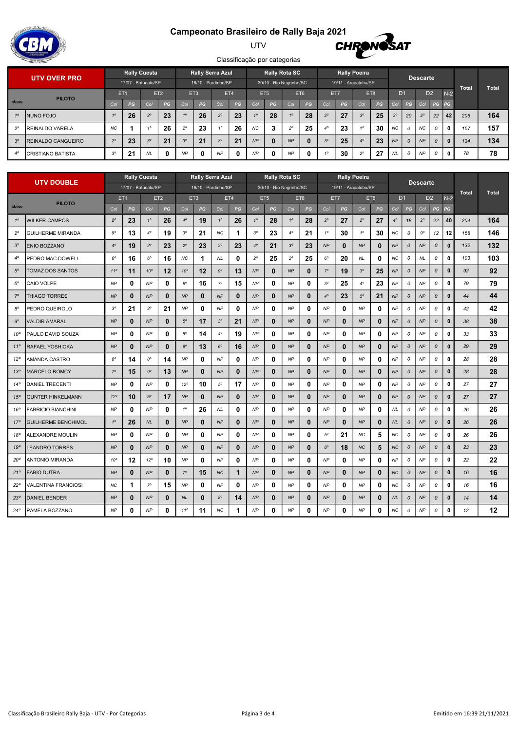# Campeonato Brasileiro de Rally Baja 2021

UTV

Classificação por categorias

| UTV OVER PRO | | Rally Cuesta | | | | Rally Serra Azul | | | | Rally Rota SC | | | | Rally Poeira | | | | Descarte | | | | | Total | Total |
|---|---|---|---|---|---|---|---|---|---|---|---|---|---|---|---|---|---|---|---|---|---|---|---|---|
| | | 17/07 - Botucatu/SP | | | | 16/10 - Pardinho/SP | | | | 30/10 - Rio Negrinho/SC | | | | 19/11 - Araçatuba/SP | | | | | | | | | | |
| | PILOTO | ET1 | | ET2 | | ET3 | | ET4 | | ET5 | | ET6 | | ET7 | | ET8 | | D1 | | D2 | | N-2 | | |
| class | | Col | PG | Col | PG | Col | PG | Col | PG | Col | PG | Col | PG | Col | PG | Col | PG | Col | PG | Col | PG | PG | | |
| 1º | NUNO FOJO | 1º | 26 | 2º | 23 | 1º | 26 | 2º | 23 | 1º | 28 | 1º | 28 | 2º | 27 | 3º | 25 | 3º | 20 | 2º | 22 | 42 | 206 | 164 |
| 2º | REINALDO VARELA | NC | 1 | 1º | 26 | 2º | 23 | 1º | 26 | NC | 3 | 2º | 25 | 4º | 23 | 1º | 30 | NC | 0 | NC | 0 | 0 | 157 | 157 |
| 3º | REINALDO CANGUEIRO | 2º | 23 | 3º | 21 | 3º | 21 | 3º | 21 | NP | 0 | NP | 0 | 3º | 25 | 4º | 23 | NP | 0 | NP | 0 | 0 | 134 | 134 |
| 4º | CRISTIANO BATISTA | 3º | 21 | NL | 0 | NP | 0 | NP | 0 | NP | 0 | NP | 0 | 1º | 30 | 2º | 27 | NL | 0 | NP | 0 | 0 | 78 | 78 |

| UTV DOUBLE | | Rally Cuesta | | | | Rally Serra Azul | | | | Rally Rota SC | | | | Rally Poeira | | | | Descarte | | | | | Total | Total |
|---|---|---|---|---|---|---|---|---|---|---|---|---|---|---|---|---|---|---|---|---|---|---|---|---|
| | | 17/07 - Botucatu/SP | | | | 16/10 - Pardinho/SP | | | | 30/10 - Rio Negrinho/SC | | | | 19/11 - Araçatuba/SP | | | | | | | | | | |
| | PILOTO | ET1 | | ET2 | | ET3 | | ET4 | | ET5 | | ET6 | | ET7 | | ET8 | | D1 | | D2 | | N-2 | | |
| class | | Col | PG | Col | PG | Col | PG | Col | PG | Col | PG | Col | PG | Col | PG | Col | PG | Col | PG | Col | PG | PG | | |
| 1º | WILKER CAMPOS | 2º | 23 | 1º | 26 | 4º | 19 | 1º | 26 | 1º | 28 | 1º | 28 | 2º | 27 | 2º | 27 | 4º | 18 | 2º | 22 | 40 | 204 | 164 |
| 2º | GUILHERME MIRANDA | 9º | 13 | 4º | 19 | 3º | 21 | NC | 1 | 3º | 23 | 4º | 21 | 1º | 30 | 1º | 30 | NC | 0 | 9º | 12 | 12 | 158 | 146 |
| 3º | ENIO BOZZANO | 4º | 19 | 2º | 23 | 2º | 23 | 2º | 23 | 4º | 21 | 3º | 23 | NP | 0 | NP | 0 | NP | 0 | NP | 0 | 0 | 132 | 132 |
| 4º | PEDRO MAC DOWELL | 6º | 16 | 6º | 16 | NC | 1 | NL | 0 | 2º | 25 | 2º | 25 | 6º | 20 | NL | 0 | NC | 0 | NL | 0 | 0 | 103 | 103 |
| 5º | TOMAZ DOS SANTOS | 11º | 11 | 10º | 12 | 10º | 12 | 9º | 13 | NP | 0 | NP | 0 | 7º | 19 | 3º | 25 | NP | 0 | NP | 0 | 0 | 92 | 92 |
| 6º | CAIO VOLPE | NP | 0 | NP | 0 | 6º | 16 | 7º | 15 | NP | 0 | NP | 0 | 3º | 25 | 4º | 23 | NP | 0 | NP | 0 | 0 | 79 | 79 |
| 7º | THIAGO TORRES | NP | 0 | NP | 0 | NP | 0 | NP | 0 | NP | 0 | NP | 0 | 4º | 23 | 5º | 21 | NP | 0 | NP | 0 | 0 | 44 | 44 |
| 8º | PEDRO QUEIROLO | 3º | 21 | 3º | 21 | NP | 0 | NP | 0 | NP | 0 | NP | 0 | NP | 0 | NP | 0 | NP | 0 | NP | 0 | 0 | 42 | 42 |
| 9º | VALDIR AMARAL | NP | 0 | NP | 0 | 5º | 17 | 3º | 21 | NP | 0 | NP | 0 | NP | 0 | NP | 0 | NP | 0 | NP | 0 | 0 | 38 | 38 |
| 10º | PAULO DAVID SOUZA | NP | 0 | NP | 0 | 8º | 14 | 4º | 19 | NP | 0 | NP | 0 | NP | 0 | NP | 0 | NP | 0 | NP | 0 | 0 | 33 | 33 |
| 11º | RAFAEL YOSHIOKA | NP | 0 | NP | 0 | 9º | 13 | 6º | 16 | NP | 0 | NP | 0 | NP | 0 | NP | 0 | NP | 0 | NP | 0 | 0 | 29 | 29 |
| 12º | AMANDA CASTRO | 8º | 14 | 8º | 14 | NP | 0 | NP | 0 | NP | 0 | NP | 0 | NP | 0 | NP | 0 | NP | 0 | NP | 0 | 0 | 28 | 28 |
| 13º | MARCELO ROMCY | 7º | 15 | 9º | 13 | NP | 0 | NP | 0 | NP | 0 | NP | 0 | NP | 0 | NP | 0 | NP | 0 | NP | 0 | 0 | 28 | 28 |
| 14º | DANIEL TRECENTI | NP | 0 | NP | 0 | 12º | 10 | 5º | 17 | NP | 0 | NP | 0 | NP | 0 | NP | 0 | NP | 0 | NP | 0 | 0 | 27 | 27 |
| 15º | GUNTER HINKELMANN | 12º | 10 | 5º | 17 | NP | 0 | NP | 0 | NP | 0 | NP | 0 | NP | 0 | NP | 0 | NP | 0 | NP | 0 | 0 | 27 | 27 |
| 16º | FABRICIO BIANCHINI | NP | 0 | NP | 0 | 1º | 26 | NL | 0 | NP | 0 | NP | 0 | NP | 0 | NP | 0 | NL | 0 | NP | 0 | 0 | 26 | 26 |
| 17º | GUILHERME BENCHIMOL | 1º | 26 | NL | 0 | NP | 0 | NP | 0 | NP | 0 | NP | 0 | NP | 0 | NP | 0 | NL | 0 | NP | 0 | 0 | 26 | 26 |
| 18º | ALEXANDRE MOULIN | NP | 0 | NP | 0 | NP | 0 | NP | 0 | NP | 0 | NP | 0 | 5º | 21 | NC | 5 | NC | 0 | NP | 0 | 0 | 26 | 26 |
| 19º | LEANDRO TORRES | NP | 0 | NP | 0 | NP | 0 | NP | 0 | NP | 0 | NP | 0 | 8º | 18 | NC | 5 | NC | 0 | NP | 0 | 0 | 23 | 23 |
| 20º | ANTONIO MIRANDA | 10º | 12 | 12º | 10 | NP | 0 | NP | 0 | NP | 0 | NP | 0 | NP | 0 | NP | 0 | NP | 0 | NP | 0 | 0 | 22 | 22 |
| 21º | FABIO DUTRA | NP | 0 | NP | 0 | 7º | 15 | NC | 1 | NP | 0 | NP | 0 | NP | 0 | NP | 0 | NC | 0 | NP | 0 | 0 | 16 | 16 |
| 22º | VALENTINA FRANCIOSI | NC | 1 | 7º | 15 | NP | 0 | NP | 0 | NP | 0 | NP | 0 | NP | 0 | NP | 0 | NC | 0 | NP | 0 | 0 | 16 | 16 |
| 23º | DANIEL BENDER | NP | 0 | NP | 0 | NL | 0 | 8º | 14 | NP | 0 | NP | 0 | NP | 0 | NP | 0 | NL | 0 | NP | 0 | 0 | 14 | 14 |
| 24º | PAMELA BOZZANO | NP | 0 | NP | 0 | 11º | 11 | NC | 1 | NP | 0 | NP | 0 | NP | 0 | NP | 0 | NC | 0 | NP | 0 | 0 | 12 | 12 |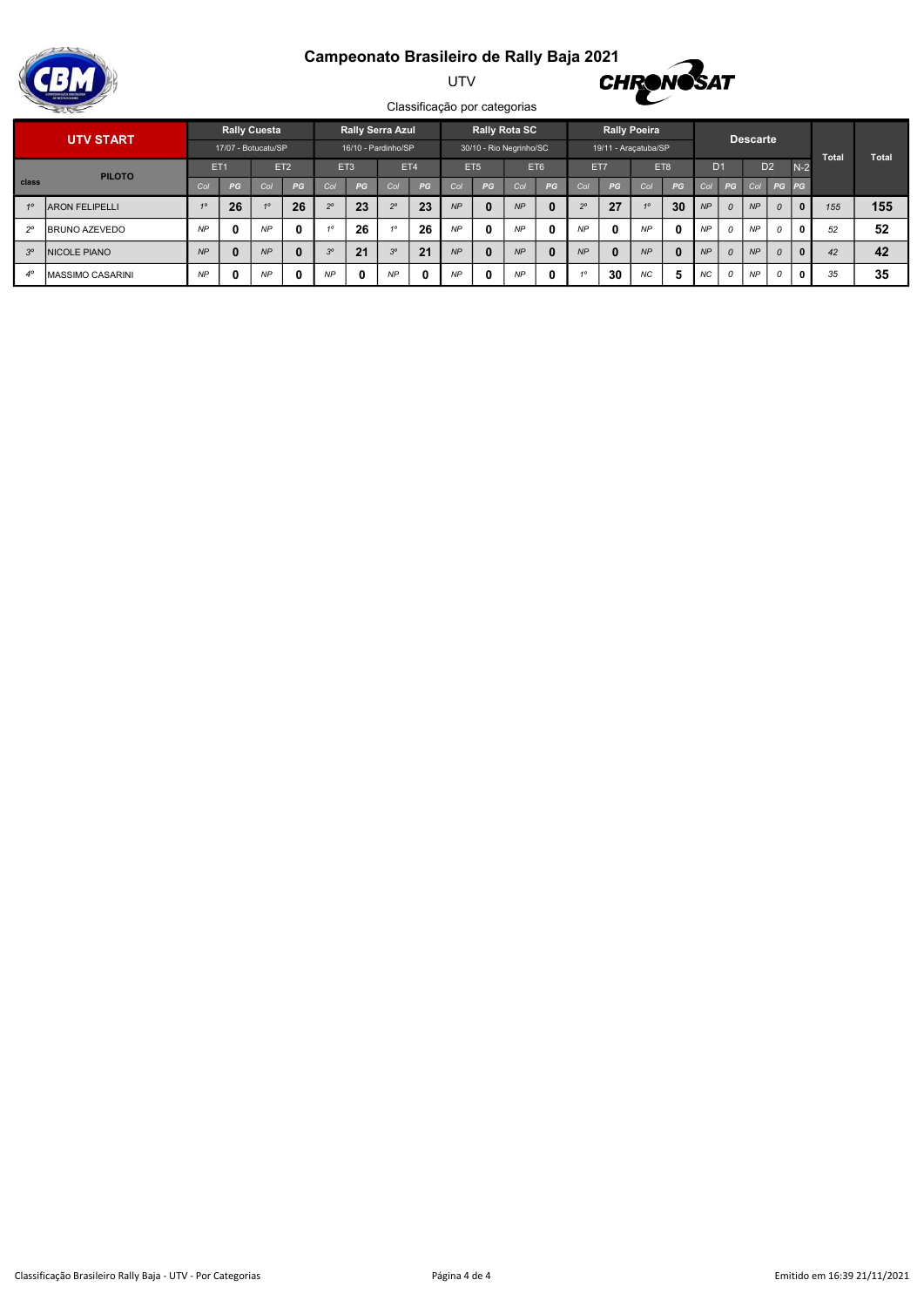# Campeonato Brasileiro de Rally Baja 2021

UTV

Classificação por categorias

| UTV START | | Rally Cuesta 17/07 - Botucatu/SP | | | | Rally Serra Azul 16/10 - Pardinho/SP | | | | Rally Rota SC 30/10 - Rio Negrinho/SC | | | | Rally Poeira 19/11 - Araçatuba/SP | | | | Descarte | | | | | Total | Total |
|---|---|---|---|---|---|---|---|---|---|---|---|---|---|---|---|---|---|---|---|---|---|---|---|---|
| | | ET1 | | ET2 | | ET3 | | ET4 | | ET5 | | ET6 | | ET7 | | ET8 | | D1 | | D2 | | N-2 | | |
| class | PILOTO | Col | PG | Col | PG | Col | PG | Col | PG | Col | PG | Col | PG | Col | PG | Col | PG | Col | PG | Col | PG | PG | | |
| 1º | ARON FELIPELLI | 1º | 26 | 1º | 26 | 2º | 23 | 2º | 23 | NP | 0 | NP | 0 | 2º | 27 | 1º | 30 | NP | 0 | NP | 0 | 0 | 155 | 155 |
| 2º | BRUNO AZEVEDO | NP | 0 | NP | 0 | 1º | 26 | 1º | 26 | NP | 0 | NP | 0 | NP | 0 | NP | 0 | NP | 0 | NP | 0 | 0 | 52 | 52 |
| 3º | NICOLE PIANO | NP | 0 | NP | 0 | 3º | 21 | 3º | 21 | NP | 0 | NP | 0 | NP | 0 | NP | 0 | NP | 0 | NP | 0 | 0 | 42 | 42 |
| 4º | MASSIMO CASARINI | NP | 0 | NP | 0 | NP | 0 | NP | 0 | NP | 0 | NP | 0 | 1º | 30 | NC | 5 | NC | 0 | NP | 0 | 0 | 35 | 35 |

Classificação Brasileiro Rally Baja - UTV - Por Categorias

Emitido em 16:39 21/11/2021